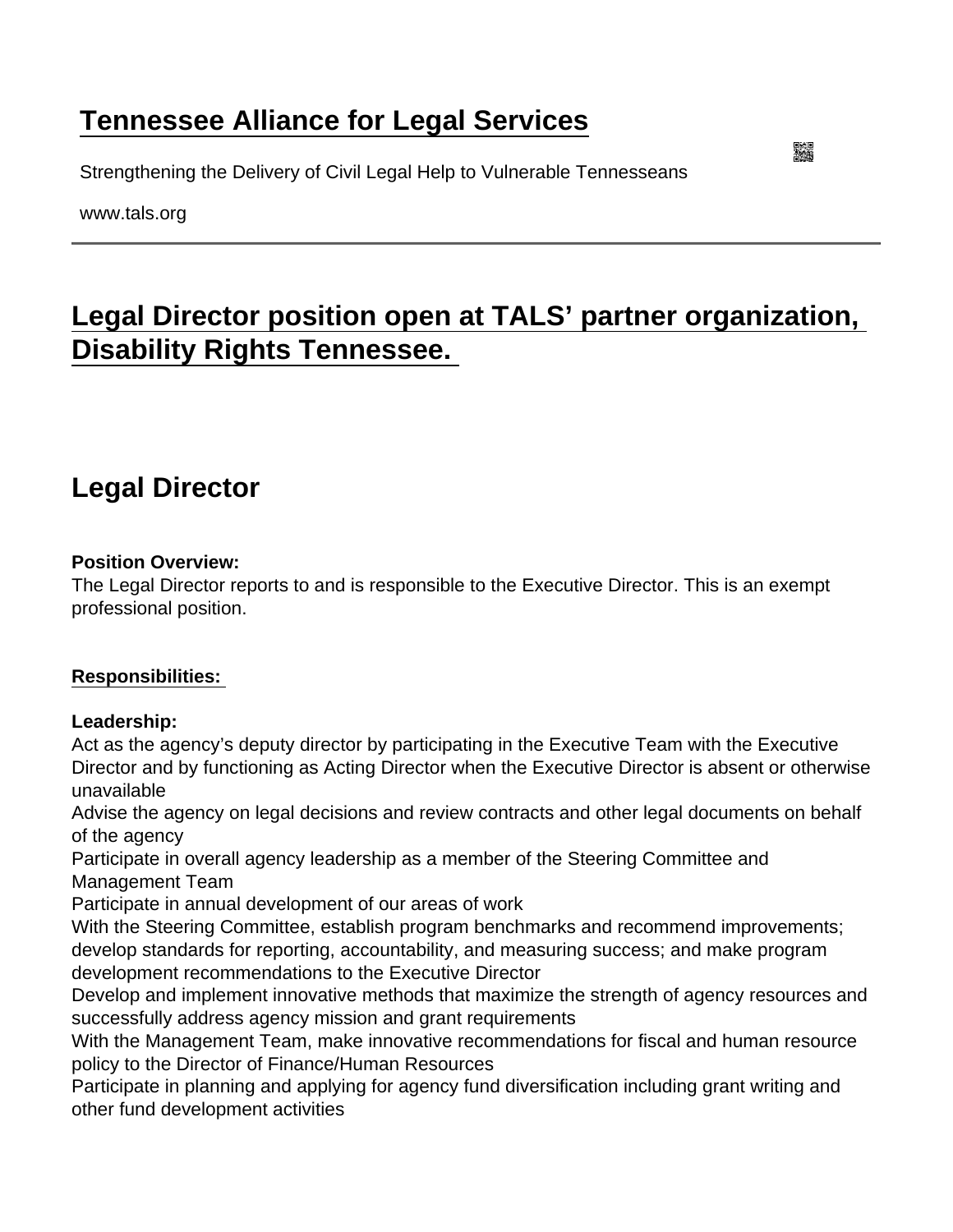# Tennessee Alliance for Legal Services

Strengthening the Delivery of Civil Legal Help to Vulnerable Tennesseans

www.tals.org

## Legal Director position open at TALS' partner organization, Disability Rights Tennessee.

## Legal Director

**Position Overview:**
The Legal Director reports to and is responsible to the Executive Director. This is an exempt professional position.

**Responsibilities:**

**Leadership:**
Act as the agency's deputy director by participating in the Executive Team with the Executive Director and by functioning as Acting Director when the Executive Director is absent or otherwise unavailable
Advise the agency on legal decisions and review contracts and other legal documents on behalf of the agency
Participate in overall agency leadership as a member of the Steering Committee and Management Team
Participate in annual development of our areas of work
With the Steering Committee, establish program benchmarks and recommend improvements; develop standards for reporting, accountability, and measuring success; and make program development recommendations to the Executive Director
Develop and implement innovative methods that maximize the strength of agency resources and successfully address agency mission and grant requirements
With the Management Team, make innovative recommendations for fiscal and human resource policy to the Director of Finance/Human Resources
Participate in planning and applying for agency fund diversification including grant writing and other fund development activities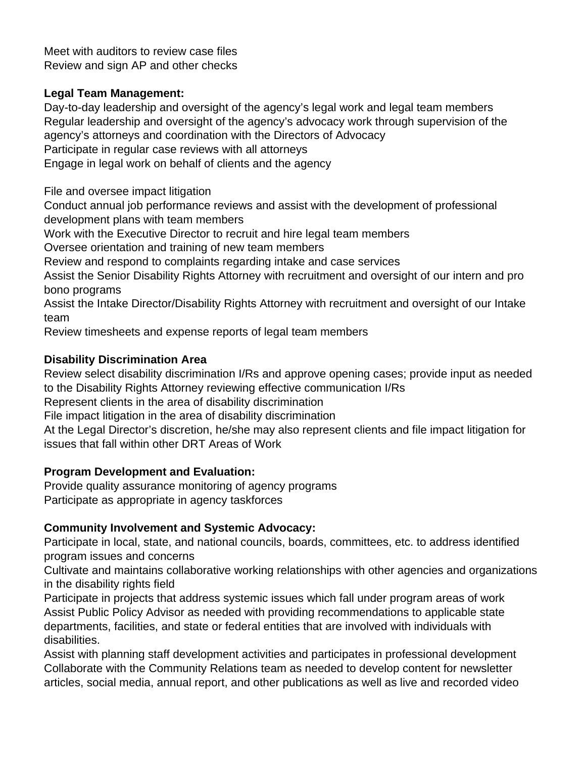Meet with auditors to review case files
Review and sign AP and other checks

**Legal Team Management:**

Day-to-day leadership and oversight of the agency's legal work and legal team members
Regular leadership and oversight of the agency's advocacy work through supervision of the agency's attorneys and coordination with the Directors of Advocacy
Participate in regular case reviews with all attorneys
Engage in legal work on behalf of clients and the agency

File and oversee impact litigation
Conduct annual job performance reviews and assist with the development of professional development plans with team members
Work with the Executive Director to recruit and hire legal team members
Oversee orientation and training of new team members
Review and respond to complaints regarding intake and case services
Assist the Senior Disability Rights Attorney with recruitment and oversight of our intern and pro bono programs
Assist the Intake Director/Disability Rights Attorney with recruitment and oversight of our Intake team
Review timesheets and expense reports of legal team members

**Disability Discrimination Area**

Review select disability discrimination I/Rs and approve opening cases; provide input as needed to the Disability Rights Attorney reviewing effective communication I/Rs
Represent clients in the area of disability discrimination
File impact litigation in the area of disability discrimination
At the Legal Director's discretion, he/she may also represent clients and file impact litigation for issues that fall within other DRT Areas of Work

**Program Development and Evaluation:**

Provide quality assurance monitoring of agency programs
Participate as appropriate in agency taskforces

**Community Involvement and Systemic Advocacy:**

Participate in local, state, and national councils, boards, committees, etc. to address identified program issues and concerns
Cultivate and maintains collaborative working relationships with other agencies and organizations in the disability rights field
Participate in projects that address systemic issues which fall under program areas of work
Assist Public Policy Advisor as needed with providing recommendations to applicable state departments, facilities, and state or federal entities that are involved with individuals with disabilities.
Assist with planning staff development activities and participates in professional development
Collaborate with the Community Relations team as needed to develop content for newsletter articles, social media, annual report, and other publications as well as live and recorded video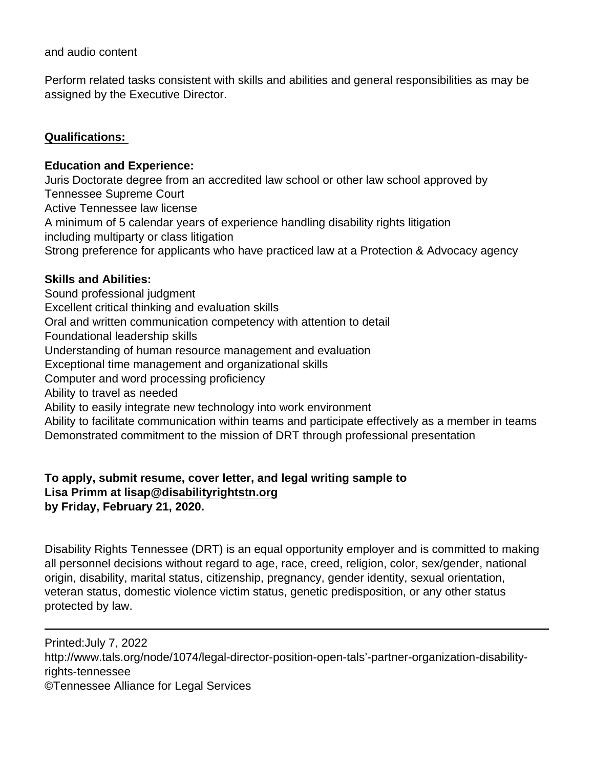and audio content

Perform related tasks consistent with skills and abilities and general responsibilities as may be assigned by the Executive Director.

**Qualifications:**

**Education and Experience:**
Juris Doctorate degree from an accredited law school or other law school approved by Tennessee Supreme Court
Active Tennessee law license
A minimum of 5 calendar years of experience handling disability rights litigation including multiparty or class litigation
Strong preference for applicants who have practiced law at a Protection & Advocacy agency

**Skills and Abilities:**
Sound professional judgment
Excellent critical thinking and evaluation skills
Oral and written communication competency with attention to detail
Foundational leadership skills
Understanding of human resource management and evaluation
Exceptional time management and organizational skills
Computer and word processing proficiency
Ability to travel as needed
Ability to easily integrate new technology into work environment
Ability to facilitate communication within teams and participate effectively as a member in teams
Demonstrated commitment to the mission of DRT through professional presentation

**To apply, submit resume, cover letter, and legal writing sample to Lisa Primm at lisap@disabilityrightstn.org by Friday, February 21, 2020.**

Disability Rights Tennessee (DRT) is an equal opportunity employer and is committed to making all personnel decisions without regard to age, race, creed, religion, color, sex/gender, national origin, disability, marital status, citizenship, pregnancy, gender identity, sexual orientation, veteran status, domestic violence victim status, genetic predisposition, or any other status protected by law.

Printed:July 7, 2022
http://www.tals.org/node/1074/legal-director-position-open-tals'-partner-organization-disability-rights-tennessee
©Tennessee Alliance for Legal Services